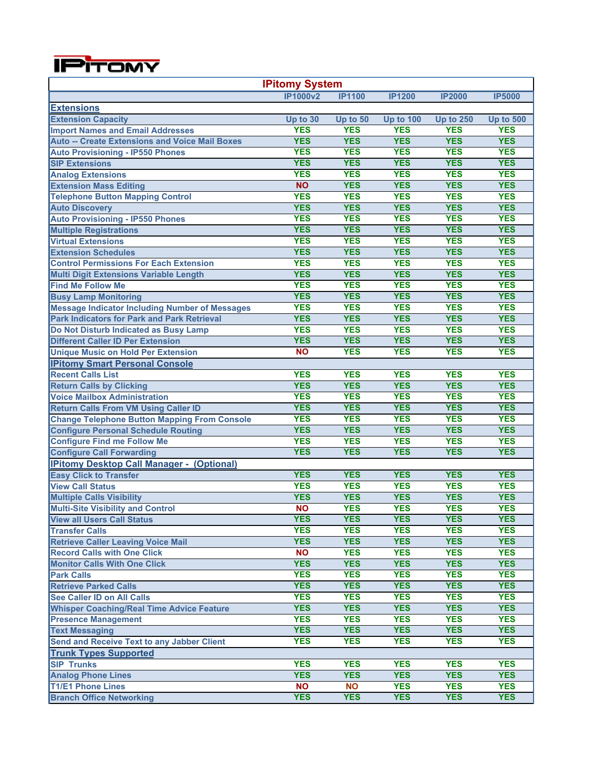# IPITOMY

| IPitomy System | | | | | |
|---|---|---|---|---|---|
| | IP1000v2 | IP1100 | IP1200 | IP2000 | IP5000 |
| **Extensions** | | | | | |
| Extension Capacity | Up to 30 | Up to 50 | Up to 100 | Up to 250 | Up to 500 |
| Import Names and Email Addresses | YES | YES | YES | YES | YES |
| Auto -- Create Extensions and Voice Mail Boxes | YES | YES | YES | YES | YES |
| Auto Provisioning - IP550 Phones | YES | YES | YES | YES | YES |
| SIP Extensions | YES | YES | YES | YES | YES |
| Analog Extensions | YES | YES | YES | YES | YES |
| Extension Mass Editing | NO | YES | YES | YES | YES |
| Telephone Button Mapping Control | YES | YES | YES | YES | YES |
| Auto Discovery | YES | YES | YES | YES | YES |
| Auto Provisioning - IP550 Phones | YES | YES | YES | YES | YES |
| Multiple Registrations | YES | YES | YES | YES | YES |
| Virtual Extensions | YES | YES | YES | YES | YES |
| Extension Schedules | YES | YES | YES | YES | YES |
| Control Permissions For Each Extension | YES | YES | YES | YES | YES |
| Multi Digit Extensions Variable Length | YES | YES | YES | YES | YES |
| Find Me Follow Me | YES | YES | YES | YES | YES |
| Busy Lamp Monitoring | YES | YES | YES | YES | YES |
| Message Indicator Including Number of Messages | YES | YES | YES | YES | YES |
| Park Indicators for Park and Park Retrieval | YES | YES | YES | YES | YES |
| Do Not Disturb Indicated as Busy Lamp | YES | YES | YES | YES | YES |
| Different Caller ID Per Extension | YES | YES | YES | YES | YES |
| Unique Music on Hold Per Extension | NO | YES | YES | YES | YES |
| **IPitomy Smart Personal Console** | | | | | |
| Recent Calls List | YES | YES | YES | YES | YES |
| Return Calls by Clicking | YES | YES | YES | YES | YES |
| Voice Mailbox Administration | YES | YES | YES | YES | YES |
| Return Calls From VM Using Caller ID | YES | YES | YES | YES | YES |
| Change Telephone Button Mapping From Console | YES | YES | YES | YES | YES |
| Configure Personal Schedule Routing | YES | YES | YES | YES | YES |
| Configure Find me Follow Me | YES | YES | YES | YES | YES |
| Configure Call Forwarding | YES | YES | YES | YES | YES |
| **IPitomy Desktop Call Manager - (Optional)** | | | | | |
| Easy Click to Transfer | YES | YES | YES | YES | YES |
| View Call Status | YES | YES | YES | YES | YES |
| Multiple Calls Visibility | YES | YES | YES | YES | YES |
| Multi-Site Visibility and Control | NO | YES | YES | YES | YES |
| View all Users Call Status | YES | YES | YES | YES | YES |
| Transfer Calls | YES | YES | YES | YES | YES |
| Retrieve Caller Leaving Voice Mail | YES | YES | YES | YES | YES |
| Record Calls with One Click | NO | YES | YES | YES | YES |
| Monitor Calls With One Click | YES | YES | YES | YES | YES |
| Park Calls | YES | YES | YES | YES | YES |
| Retrieve Parked Calls | YES | YES | YES | YES | YES |
| See Caller ID on All Calls | YES | YES | YES | YES | YES |
| Whisper Coaching/Real Time Advice Feature | YES | YES | YES | YES | YES |
| Presence Management | YES | YES | YES | YES | YES |
| Text Messaging | YES | YES | YES | YES | YES |
| Send and Receive Text to any Jabber Client | YES | YES | YES | YES | YES |
| **Trunk Types Supported** | | | | | |
| SIP Trunks | YES | YES | YES | YES | YES |
| Analog Phone Lines | YES | YES | YES | YES | YES |
| T1/E1 Phone Lines | NO | NO | YES | YES | YES |
| Branch Office Networking | YES | YES | YES | YES | YES |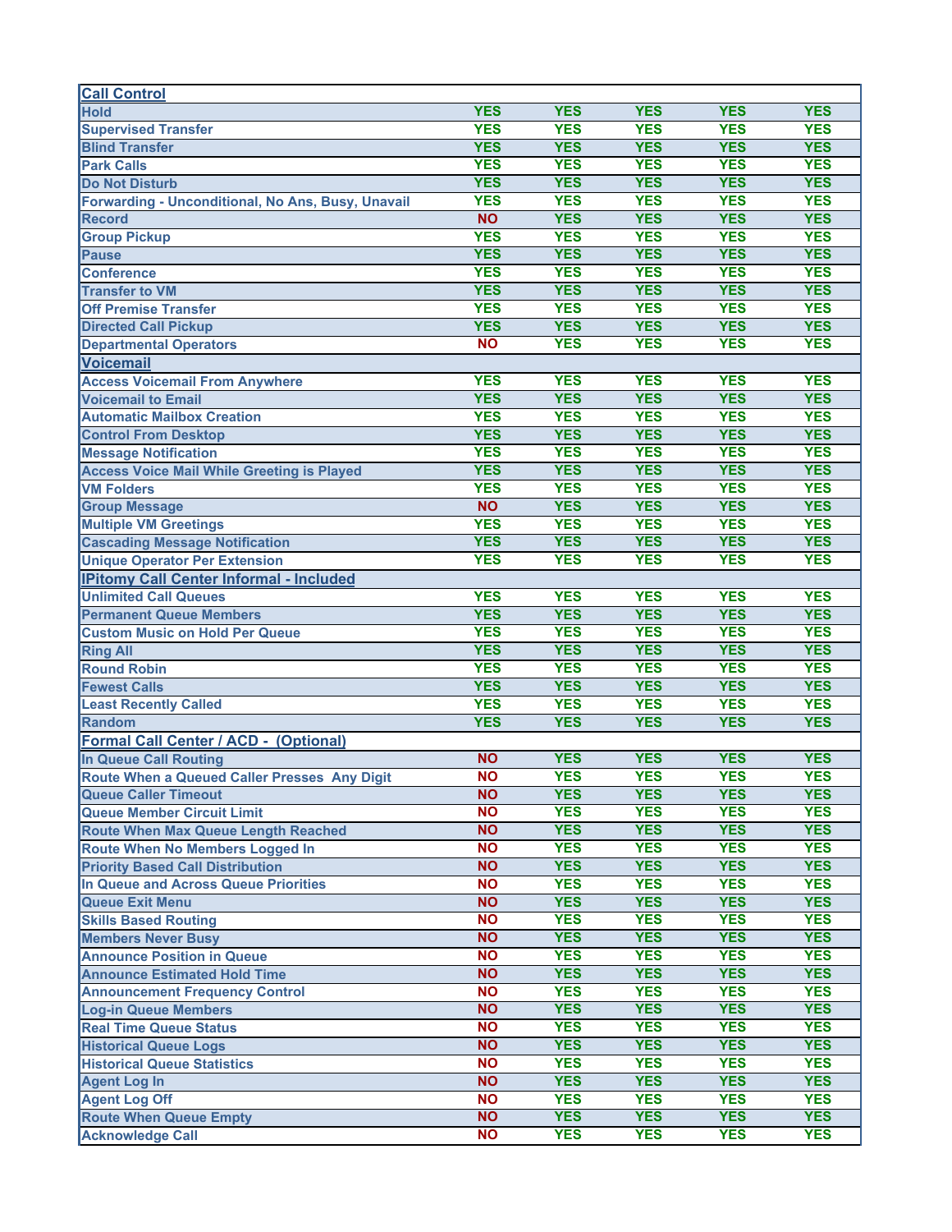| Call Control | | | | | |
|---|---|---|---|---|---|
| Hold | YES | YES | YES | YES | YES |
| Supervised Transfer | YES | YES | YES | YES | YES |
| Blind Transfer | YES | YES | YES | YES | YES |
| Park Calls | YES | YES | YES | YES | YES |
| Do Not Disturb | YES | YES | YES | YES | YES |
| Forwarding - Unconditional, No Ans, Busy, Unavail | YES | YES | YES | YES | YES |
| Record | NO | YES | YES | YES | YES |
| Group Pickup | YES | YES | YES | YES | YES |
| Pause | YES | YES | YES | YES | YES |
| Conference | YES | YES | YES | YES | YES |
| Transfer to VM | YES | YES | YES | YES | YES |
| Off Premise Transfer | YES | YES | YES | YES | YES |
| Directed Call Pickup | YES | YES | YES | YES | YES |
| Departmental Operators | NO | YES | YES | YES | YES |
| **Voicemail** | | | | | |
| Access Voicemail From Anywhere | YES | YES | YES | YES | YES |
| Voicemail to Email | YES | YES | YES | YES | YES |
| Automatic Mailbox Creation | YES | YES | YES | YES | YES |
| Control From Desktop | YES | YES | YES | YES | YES |
| Message Notification | YES | YES | YES | YES | YES |
| Access Voice Mail While Greeting is Played | YES | YES | YES | YES | YES |
| VM Folders | YES | YES | YES | YES | YES |
| Group Message | NO | YES | YES | YES | YES |
| Multiple VM Greetings | YES | YES | YES | YES | YES |
| Cascading Message Notification | YES | YES | YES | YES | YES |
| Unique Operator Per Extension | YES | YES | YES | YES | YES |
| **IPitomy Call Center Informal - Included** | | | | | |
| Unlimited Call Queues | YES | YES | YES | YES | YES |
| Permanent Queue Members | YES | YES | YES | YES | YES |
| Custom Music on Hold Per Queue | YES | YES | YES | YES | YES |
| Ring All | YES | YES | YES | YES | YES |
| Round Robin | YES | YES | YES | YES | YES |
| Fewest Calls | YES | YES | YES | YES | YES |
| Least Recently Called | YES | YES | YES | YES | YES |
| Random | YES | YES | YES | YES | YES |
| **Formal Call Center / ACD - (Optional)** | | | | | |
| In Queue Call Routing | NO | YES | YES | YES | YES |
| Route When a Queued Caller Presses Any Digit | NO | YES | YES | YES | YES |
| Queue Caller Timeout | NO | YES | YES | YES | YES |
| Queue Member Circuit Limit | NO | YES | YES | YES | YES |
| Route When Max Queue Length Reached | NO | YES | YES | YES | YES |
| Route When No Members Logged In | NO | YES | YES | YES | YES |
| Priority Based Call Distribution | NO | YES | YES | YES | YES |
| In Queue and Across Queue Priorities | NO | YES | YES | YES | YES |
| Queue Exit Menu | NO | YES | YES | YES | YES |
| Skills Based Routing | NO | YES | YES | YES | YES |
| Members Never Busy | NO | YES | YES | YES | YES |
| Announce Position in Queue | NO | YES | YES | YES | YES |
| Announce Estimated Hold Time | NO | YES | YES | YES | YES |
| Announcement Frequency Control | NO | YES | YES | YES | YES |
| Log-in Queue Members | NO | YES | YES | YES | YES |
| Real Time Queue Status | NO | YES | YES | YES | YES |
| Historical Queue Logs | NO | YES | YES | YES | YES |
| Historical Queue Statistics | NO | YES | YES | YES | YES |
| Agent Log In | NO | YES | YES | YES | YES |
| Agent Log Off | NO | YES | YES | YES | YES |
| Route When Queue Empty | NO | YES | YES | YES | YES |
| Acknowledge Call | NO | YES | YES | YES | YES |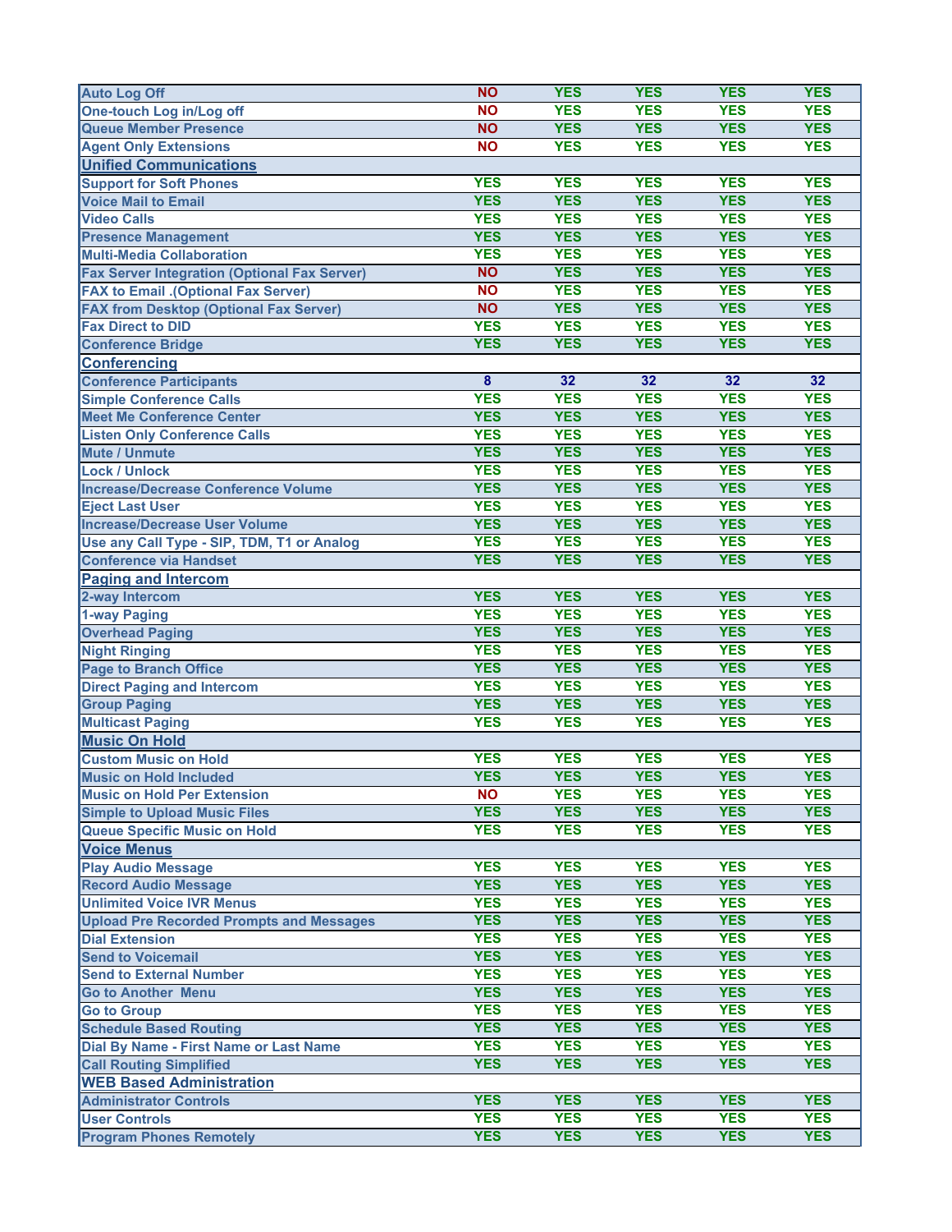| | | | | | |
|---|---|---|---|---|---|
| Auto Log Off | NO | YES | YES | YES | YES |
| One-touch Log in/Log off | NO | YES | YES | YES | YES |
| Queue Member Presence | NO | YES | YES | YES | YES |
| Agent Only Extensions | NO | YES | YES | YES | YES |
| **Unified Communications** | | | | | |
| Support for Soft Phones | YES | YES | YES | YES | YES |
| Voice Mail to Email | YES | YES | YES | YES | YES |
| Video Calls | YES | YES | YES | YES | YES |
| Presence Management | YES | YES | YES | YES | YES |
| Multi-Media Collaboration | YES | YES | YES | YES | YES |
| Fax Server Integration (Optional Fax Server) | NO | YES | YES | YES | YES |
| FAX to Email .(Optional Fax Server) | NO | YES | YES | YES | YES |
| FAX from Desktop (Optional Fax Server) | NO | YES | YES | YES | YES |
| Fax Direct to DID | YES | YES | YES | YES | YES |
| Conference Bridge | YES | YES | YES | YES | YES |
| **Conferencing** | | | | | |
| Conference Participants | 8 | 32 | 32 | 32 | 32 |
| Simple Conference Calls | YES | YES | YES | YES | YES |
| Meet Me Conference Center | YES | YES | YES | YES | YES |
| Listen Only Conference Calls | YES | YES | YES | YES | YES |
| Mute / Unmute | YES | YES | YES | YES | YES |
| Lock / Unlock | YES | YES | YES | YES | YES |
| Increase/Decrease Conference Volume | YES | YES | YES | YES | YES |
| Eject Last User | YES | YES | YES | YES | YES |
| Increase/Decrease User Volume | YES | YES | YES | YES | YES |
| Use any Call Type - SIP, TDM, T1 or Analog | YES | YES | YES | YES | YES |
| Conference via Handset | YES | YES | YES | YES | YES |
| **Paging and Intercom** | | | | | |
| 2-way Intercom | YES | YES | YES | YES | YES |
| 1-way Paging | YES | YES | YES | YES | YES |
| Overhead Paging | YES | YES | YES | YES | YES |
| Night Ringing | YES | YES | YES | YES | YES |
| Page to Branch Office | YES | YES | YES | YES | YES |
| Direct Paging and Intercom | YES | YES | YES | YES | YES |
| Group Paging | YES | YES | YES | YES | YES |
| Multicast Paging | YES | YES | YES | YES | YES |
| **Music On Hold** | | | | | |
| Custom Music on Hold | YES | YES | YES | YES | YES |
| Music on Hold Included | YES | YES | YES | YES | YES |
| Music on Hold Per Extension | NO | YES | YES | YES | YES |
| Simple to Upload Music Files | YES | YES | YES | YES | YES |
| Queue Specific Music on Hold | YES | YES | YES | YES | YES |
| **Voice Menus** | | | | | |
| Play Audio Message | YES | YES | YES | YES | YES |
| Record Audio Message | YES | YES | YES | YES | YES |
| Unlimited Voice IVR Menus | YES | YES | YES | YES | YES |
| Upload Pre Recorded Prompts and Messages | YES | YES | YES | YES | YES |
| Dial Extension | YES | YES | YES | YES | YES |
| Send to Voicemail | YES | YES | YES | YES | YES |
| Send to External Number | YES | YES | YES | YES | YES |
| Go to Another Menu | YES | YES | YES | YES | YES |
| Go to Group | YES | YES | YES | YES | YES |
| Schedule Based Routing | YES | YES | YES | YES | YES |
| Dial By Name - First Name or Last Name | YES | YES | YES | YES | YES |
| Call Routing Simplified | YES | YES | YES | YES | YES |
| **WEB Based Administration** | | | | | |
| Administrator Controls | YES | YES | YES | YES | YES |
| User Controls | YES | YES | YES | YES | YES |
| Program Phones Remotely | YES | YES | YES | YES | YES |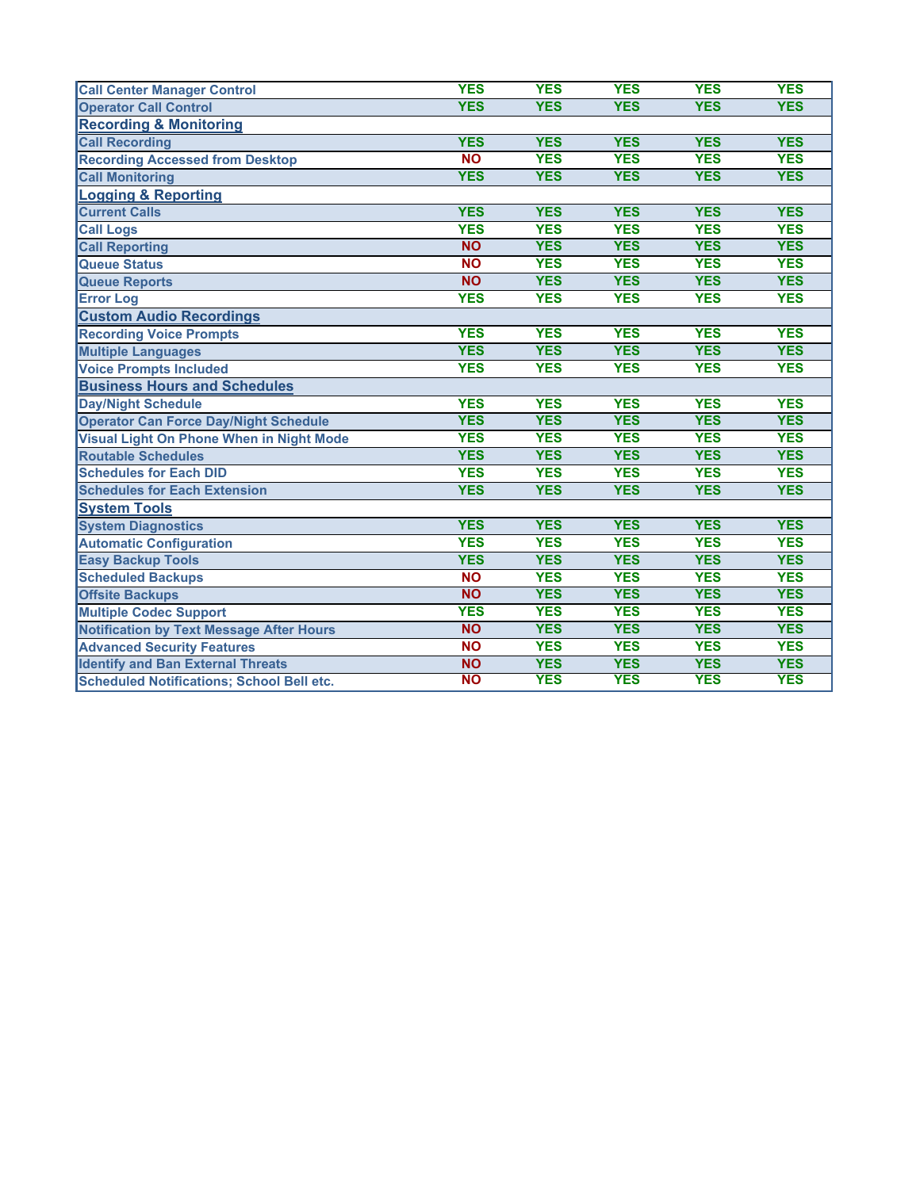| | | | | | |
|---|---|---|---|---|---|
| Call Center Manager Control | YES | YES | YES | YES | YES |
| Operator Call Control | YES | YES | YES | YES | YES |
| **Recording & Monitoring** | | | | | |
| Call Recording | YES | YES | YES | YES | YES |
| Recording Accessed from Desktop | NO | YES | YES | YES | YES |
| Call Monitoring | YES | YES | YES | YES | YES |
| **Logging & Reporting** | | | | | |
| Current Calls | YES | YES | YES | YES | YES |
| Call Logs | YES | YES | YES | YES | YES |
| Call Reporting | NO | YES | YES | YES | YES |
| Queue Status | NO | YES | YES | YES | YES |
| Queue Reports | NO | YES | YES | YES | YES |
| Error Log | YES | YES | YES | YES | YES |
| **Custom Audio Recordings** | | | | | |
| Recording Voice Prompts | YES | YES | YES | YES | YES |
| Multiple Languages | YES | YES | YES | YES | YES |
| Voice Prompts Included | YES | YES | YES | YES | YES |
| **Business Hours and Schedules** | | | | | |
| Day/Night Schedule | YES | YES | YES | YES | YES |
| Operator Can Force Day/Night Schedule | YES | YES | YES | YES | YES |
| Visual Light On Phone When in Night Mode | YES | YES | YES | YES | YES |
| Routable Schedules | YES | YES | YES | YES | YES |
| Schedules for Each DID | YES | YES | YES | YES | YES |
| Schedules for Each Extension | YES | YES | YES | YES | YES |
| **System Tools** | | | | | |
| System Diagnostics | YES | YES | YES | YES | YES |
| Automatic Configuration | YES | YES | YES | YES | YES |
| Easy Backup Tools | YES | YES | YES | YES | YES |
| Scheduled Backups | NO | YES | YES | YES | YES |
| Offsite Backups | NO | YES | YES | YES | YES |
| Multiple Codec Support | YES | YES | YES | YES | YES |
| Notification by Text Message After Hours | NO | YES | YES | YES | YES |
| Advanced Security Features | NO | YES | YES | YES | YES |
| Identify and Ban External Threats | NO | YES | YES | YES | YES |
| Scheduled Notifications; School Bell etc. | NO | YES | YES | YES | YES |